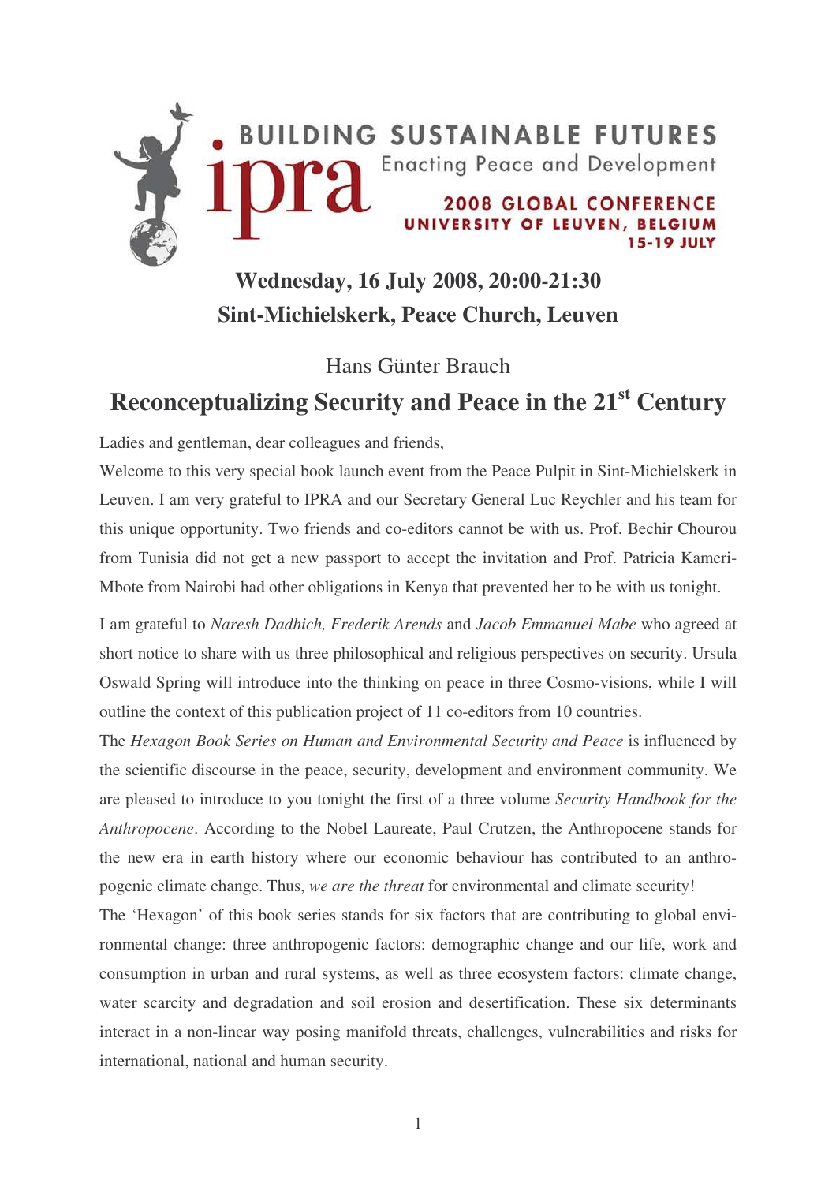BUILDING SUSTAINABLE FUTURES

ipra Enacting Peace and Development

2008 GLOBAL CONFERENCE
UNIVERSITY OF LEUVEN, BELGIUM
15-19 JULY

**Wednesday, 16 July 2008, 20:00-21:30**
**Sint-Michielskerk, Peace Church, Leuven**

Hans Günter Brauch

# Reconceptualizing Security and Peace in the 21st Century

Ladies and gentleman, dear colleagues and friends,

Welcome to this very special book launch event from the Peace Pulpit in Sint-Michielskerk in Leuven. I am very grateful to IPRA and our Secretary General Luc Reychler and his team for this unique opportunity. Two friends and co-editors cannot be with us. Prof. Bechir Chourou from Tunisia did not get a new passport to accept the invitation and Prof. Patricia Kameri-Mbote from Nairobi had other obligations in Kenya that prevented her to be with us tonight.

I am grateful to *Naresh Dadhich, Frederik Arends* and *Jacob Emmanuel Mabe* who agreed at short notice to share with us three philosophical and religious perspectives on security. Ursula Oswald Spring will introduce into the thinking on peace in three Cosmo-visions, while I will outline the context of this publication project of 11 co-editors from 10 countries.

The *Hexagon Book Series on Human and Environmental Security and Peace* is influenced by the scientific discourse in the peace, security, development and environment community. We are pleased to introduce to you tonight the first of a three volume *Security Handbook for the Anthropocene*. According to the Nobel Laureate, Paul Crutzen, the Anthropocene stands for the new era in earth history where our economic behaviour has contributed to an anthropogenic climate change. Thus, *we are the threat* for environmental and climate security!

The 'Hexagon' of this book series stands for six factors that are contributing to global environmental change: three anthropogenic factors: demographic change and our life, work and consumption in urban and rural systems, as well as three ecosystem factors: climate change, water scarcity and degradation and soil erosion and desertification. These six determinants interact in a non-linear way posing manifold threats, challenges, vulnerabilities and risks for international, national and human security.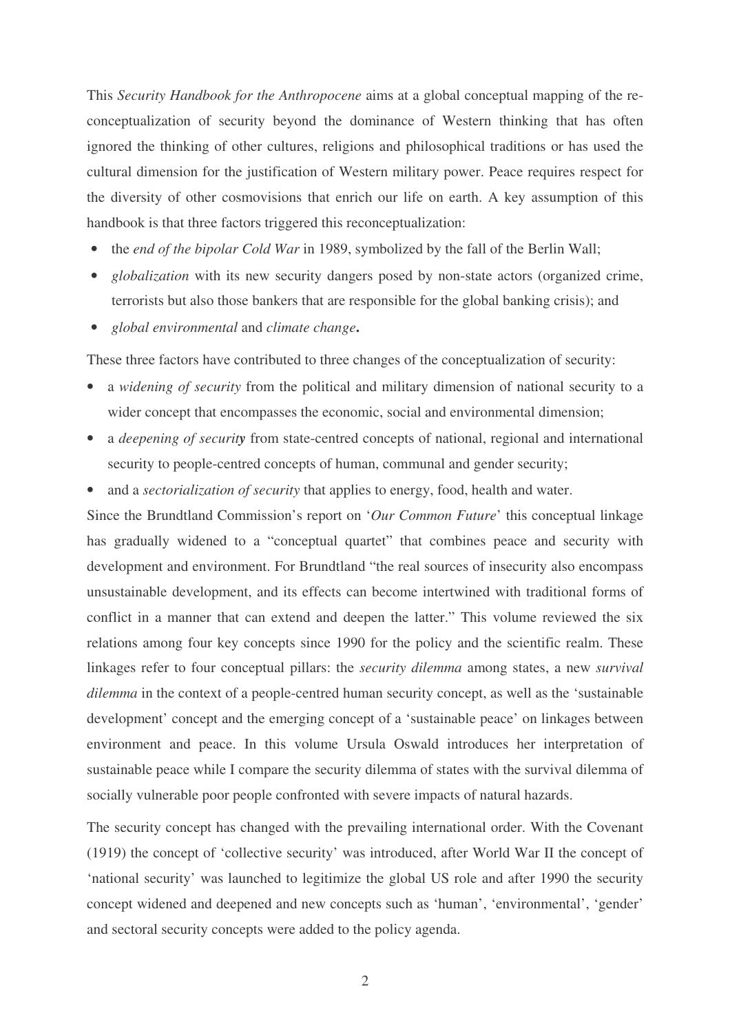This *Security Handbook for the Anthropocene* aims at a global conceptual mapping of the re-conceptualization of security beyond the dominance of Western thinking that has often ignored the thinking of other cultures, religions and philosophical traditions or has used the cultural dimension for the justification of Western military power. Peace requires respect for the diversity of other cosmovisions that enrich our life on earth. A key assumption of this handbook is that three factors triggered this reconceptualization:

- the *end of the bipolar Cold War* in 1989, symbolized by the fall of the Berlin Wall;
- *globalization* with its new security dangers posed by non-state actors (organized crime, terrorists but also those bankers that are responsible for the global banking crisis); and
- *global environmental* and *climate change***.**

These three factors have contributed to three changes of the conceptualization of security:

- a *widening of security* from the political and military dimension of national security to a wider concept that encompasses the economic, social and environmental dimension;
- a *deepening of securit**y*** from state-centred concepts of national, regional and international security to people-centred concepts of human, communal and gender security;
- and a *sectorialization of security* that applies to energy, food, health and water.

Since the Brundtland Commission's report on '*Our Common Future*' this conceptual linkage has gradually widened to a "conceptual quartet" that combines peace and security with development and environment. For Brundtland "the real sources of insecurity also encompass unsustainable development, and its effects can become intertwined with traditional forms of conflict in a manner that can extend and deepen the latter." This volume reviewed the six relations among four key concepts since 1990 for the policy and the scientific realm. These linkages refer to four conceptual pillars: the *security dilemma* among states, a new *survival dilemma* in the context of a people-centred human security concept, as well as the 'sustainable development' concept and the emerging concept of a 'sustainable peace' on linkages between environment and peace. In this volume Ursula Oswald introduces her interpretation of sustainable peace while I compare the security dilemma of states with the survival dilemma of socially vulnerable poor people confronted with severe impacts of natural hazards.

The security concept has changed with the prevailing international order. With the Covenant (1919) the concept of 'collective security' was introduced, after World War II the concept of 'national security' was launched to legitimize the global US role and after 1990 the security concept widened and deepened and new concepts such as 'human', 'environmental', 'gender' and sectoral security concepts were added to the policy agenda.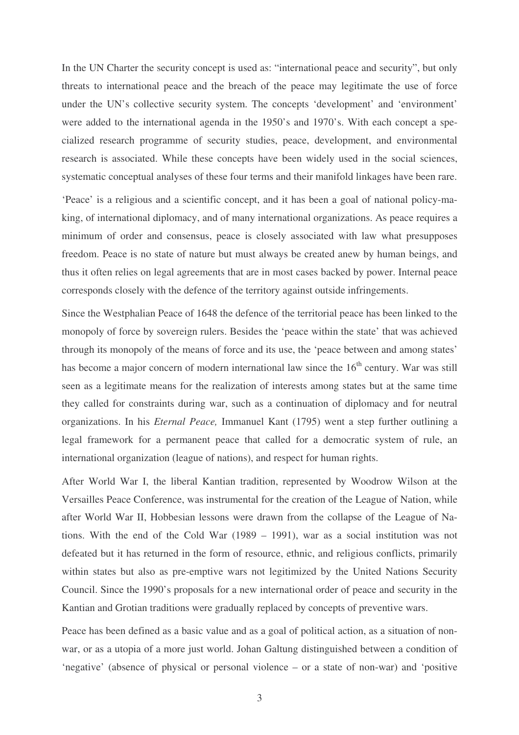In the UN Charter the security concept is used as: "international peace and security", but only threats to international peace and the breach of the peace may legitimate the use of force under the UN's collective security system. The concepts 'development' and 'environment' were added to the international agenda in the 1950's and 1970's. With each concept a specialized research programme of security studies, peace, development, and environmental research is associated. While these concepts have been widely used in the social sciences, systematic conceptual analyses of these four terms and their manifold linkages have been rare.

'Peace' is a religious and a scientific concept, and it has been a goal of national policy-making, of international diplomacy, and of many international organizations. As peace requires a minimum of order and consensus, peace is closely associated with law what presupposes freedom. Peace is no state of nature but must always be created anew by human beings, and thus it often relies on legal agreements that are in most cases backed by power. Internal peace corresponds closely with the defence of the territory against outside infringements.

Since the Westphalian Peace of 1648 the defence of the territorial peace has been linked to the monopoly of force by sovereign rulers. Besides the 'peace within the state' that was achieved through its monopoly of the means of force and its use, the 'peace between and among states' has become a major concern of modern international law since the 16th century. War was still seen as a legitimate means for the realization of interests among states but at the same time they called for constraints during war, such as a continuation of diplomacy and for neutral organizations. In his *Eternal Peace,* Immanuel Kant (1795) went a step further outlining a legal framework for a permanent peace that called for a democratic system of rule, an international organization (league of nations), and respect for human rights.

After World War I, the liberal Kantian tradition, represented by Woodrow Wilson at the Versailles Peace Conference, was instrumental for the creation of the League of Nation, while after World War II, Hobbesian lessons were drawn from the collapse of the League of Nations. With the end of the Cold War (1989 – 1991), war as a social institution was not defeated but it has returned in the form of resource, ethnic, and religious conflicts, primarily within states but also as pre-emptive wars not legitimized by the United Nations Security Council. Since the 1990's proposals for a new international order of peace and security in the Kantian and Grotian traditions were gradually replaced by concepts of preventive wars.

Peace has been defined as a basic value and as a goal of political action, as a situation of non-war, or as a utopia of a more just world. Johan Galtung distinguished between a condition of 'negative' (absence of physical or personal violence – or a state of non-war) and 'positive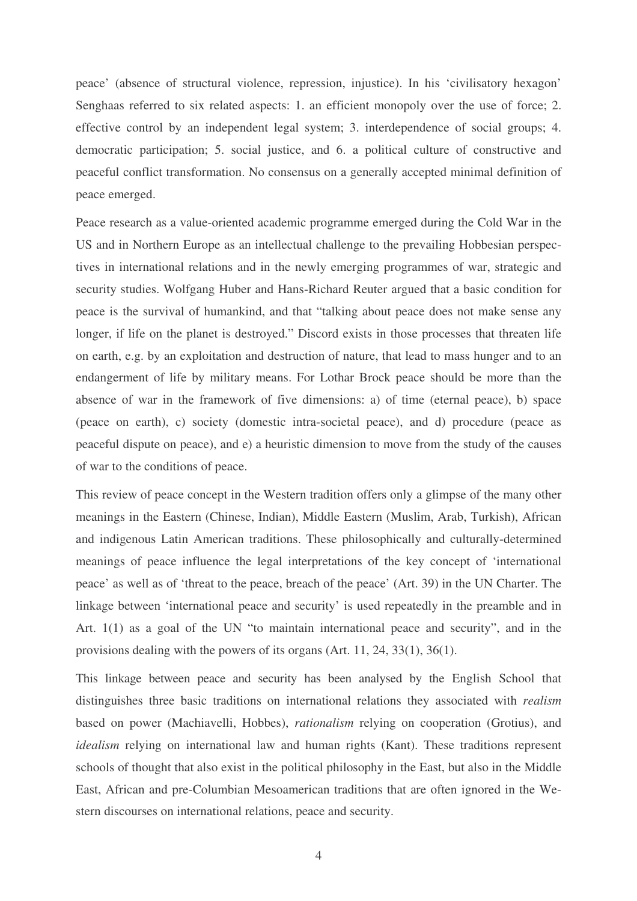peace' (absence of structural violence, repression, injustice). In his 'civilisatory hexagon' Senghaas referred to six related aspects: 1. an efficient monopoly over the use of force; 2. effective control by an independent legal system; 3. interdependence of social groups; 4. democratic participation; 5. social justice, and 6. a political culture of constructive and peaceful conflict transformation. No consensus on a generally accepted minimal definition of peace emerged.

Peace research as a value-oriented academic programme emerged during the Cold War in the US and in Northern Europe as an intellectual challenge to the prevailing Hobbesian perspectives in international relations and in the newly emerging programmes of war, strategic and security studies. Wolfgang Huber and Hans-Richard Reuter argued that a basic condition for peace is the survival of humankind, and that "talking about peace does not make sense any longer, if life on the planet is destroyed." Discord exists in those processes that threaten life on earth, e.g. by an exploitation and destruction of nature, that lead to mass hunger and to an endangerment of life by military means. For Lothar Brock peace should be more than the absence of war in the framework of five dimensions: a) of time (eternal peace), b) space (peace on earth), c) society (domestic intra-societal peace), and d) procedure (peace as peaceful dispute on peace), and e) a heuristic dimension to move from the study of the causes of war to the conditions of peace.

This review of peace concept in the Western tradition offers only a glimpse of the many other meanings in the Eastern (Chinese, Indian), Middle Eastern (Muslim, Arab, Turkish), African and indigenous Latin American traditions. These philosophically and culturally-determined meanings of peace influence the legal interpretations of the key concept of 'international peace' as well as of 'threat to the peace, breach of the peace' (Art. 39) in the UN Charter. The linkage between 'international peace and security' is used repeatedly in the preamble and in Art. 1(1) as a goal of the UN "to maintain international peace and security", and in the provisions dealing with the powers of its organs (Art. 11, 24, 33(1), 36(1).

This linkage between peace and security has been analysed by the English School that distinguishes three basic traditions on international relations they associated with *realism* based on power (Machiavelli, Hobbes), *rationalism* relying on cooperation (Grotius), and *idealism* relying on international law and human rights (Kant). These traditions represent schools of thought that also exist in the political philosophy in the East, but also in the Middle East, African and pre-Columbian Mesoamerican traditions that are often ignored in the Western discourses on international relations, peace and security.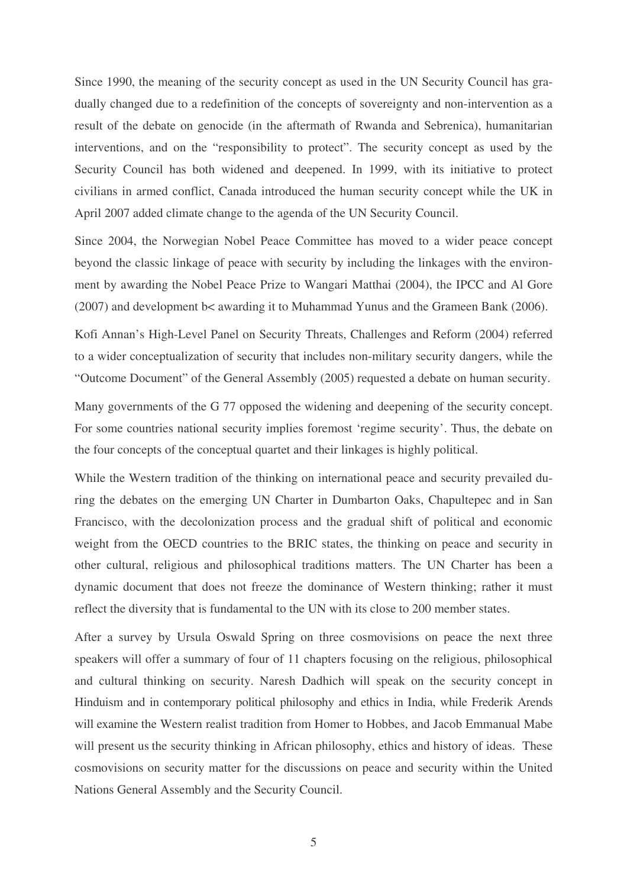Since 1990, the meaning of the security concept as used in the UN Security Council has gradually changed due to a redefinition of the concepts of sovereignty and non-intervention as a result of the debate on genocide (in the aftermath of Rwanda and Sebrenica), humanitarian interventions, and on the "responsibility to protect". The security concept as used by the Security Council has both widened and deepened. In 1999, with its initiative to protect civilians in armed conflict, Canada introduced the human security concept while the UK in April 2007 added climate change to the agenda of the UN Security Council.

Since 2004, the Norwegian Nobel Peace Committee has moved to a wider peace concept beyond the classic linkage of peace with security by including the linkages with the environment by awarding the Nobel Peace Prize to Wangari Matthai (2004), the IPCC and Al Gore (2007) and development b< awarding it to Muhammad Yunus and the Grameen Bank (2006).

Kofi Annan's High-Level Panel on Security Threats, Challenges and Reform (2004) referred to a wider conceptualization of security that includes non-military security dangers, while the "Outcome Document" of the General Assembly (2005) requested a debate on human security.

Many governments of the G 77 opposed the widening and deepening of the security concept. For some countries national security implies foremost 'regime security'. Thus, the debate on the four concepts of the conceptual quartet and their linkages is highly political.

While the Western tradition of the thinking on international peace and security prevailed during the debates on the emerging UN Charter in Dumbarton Oaks, Chapultepec and in San Francisco, with the decolonization process and the gradual shift of political and economic weight from the OECD countries to the BRIC states, the thinking on peace and security in other cultural, religious and philosophical traditions matters. The UN Charter has been a dynamic document that does not freeze the dominance of Western thinking; rather it must reflect the diversity that is fundamental to the UN with its close to 200 member states.

After a survey by Ursula Oswald Spring on three cosmovisions on peace the next three speakers will offer a summary of four of 11 chapters focusing on the religious, philosophical and cultural thinking on security. Naresh Dadhich will speak on the security concept in Hinduism and in contemporary political philosophy and ethics in India, while Frederik Arends will examine the Western realist tradition from Homer to Hobbes, and Jacob Emmanual Mabe will present us the security thinking in African philosophy, ethics and history of ideas. These cosmovisions on security matter for the discussions on peace and security within the United Nations General Assembly and the Security Council.